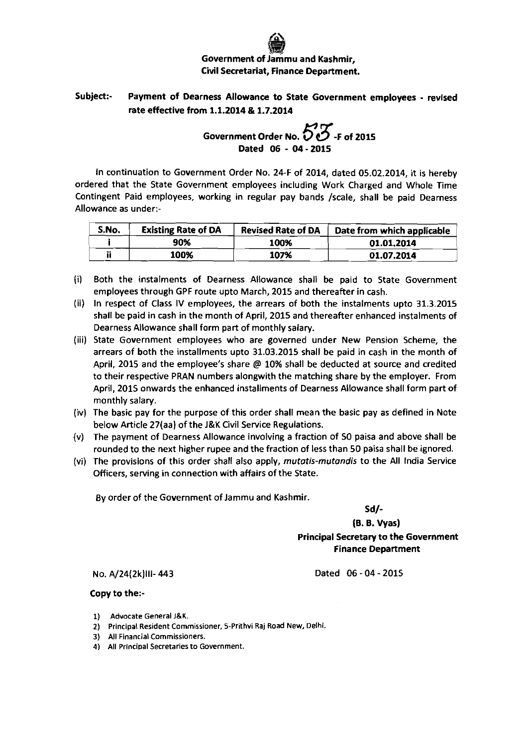**Government of Jammu and Kashmir,**
**Civil Secretariat, Finance Department.**

**Subject:- Payment of Dearness Allowance to State Government employees - revised rate effective from 1.1.2014 & 1.7.2014**

**Government Order No. 53 -F of 2015**
**Dated 06 - 04 - 2015**

In continuation to Government Order No. 24-F of 2014, dated 05.02.2014, it is hereby ordered that the State Government employees including Work Charged and Whole Time Contingent Paid employees, working in regular pay bands /scale, shall be paid Dearness Allowance as under:-

| S.No. | Existing Rate of DA | Revised Rate of DA | Date from which applicable |
|---|---|---|---|
| i | 90% | 100% | 01.01.2014 |
| ii | 100% | 107% | 01.07.2014 |

(i) Both the instalments of Dearness Allowance shall be paid to State Government employees through GPF route upto March, 2015 and thereafter in cash.

(ii) In respect of Class IV employees, the arrears of both the instalments upto 31.3.2015 shall be paid in cash in the month of April, 2015 and thereafter enhanced instalments of Dearness Allowance shall form part of monthly salary.

(iii) State Government employees who are governed under New Pension Scheme, the arrears of both the installments upto 31.03.2015 shall be paid in cash in the month of April, 2015 and the employee's share @ 10% shall be deducted at source and credited to their respective PRAN numbers alongwith the matching share by the employer. From April, 2015 onwards the enhanced installments of Dearness Allowance shall form part of monthly salary.

(iv) The basic pay for the purpose of this order shall mean the basic pay as defined in Note below Article 27(aa) of the J&K Civil Service Regulations.

(v) The payment of Dearness Allowance involving a fraction of 50 paisa and above shall be rounded to the next higher rupee and the fraction of less than 50 paisa shall be ignored.

(vi) The provisions of this order shall also apply, *mutatis-mutandis* to the All India Service Officers, serving in connection with affairs of the State.

By order of the Government of Jammu and Kashmir.

Sd/-

**(B. B. Vyas)**
**Principal Secretary to the Government**
**Finance Department**

No. A/24(2k)III- 443 Dated 06 - 04 - 2015

**Copy to the:-**

1) Advocate General J&K.
2) Principal Resident Commissioner, 5-Prithvi Raj Road New, Delhi.
3) All Financial Commissioners.
4) All Principal Secretaries to Government.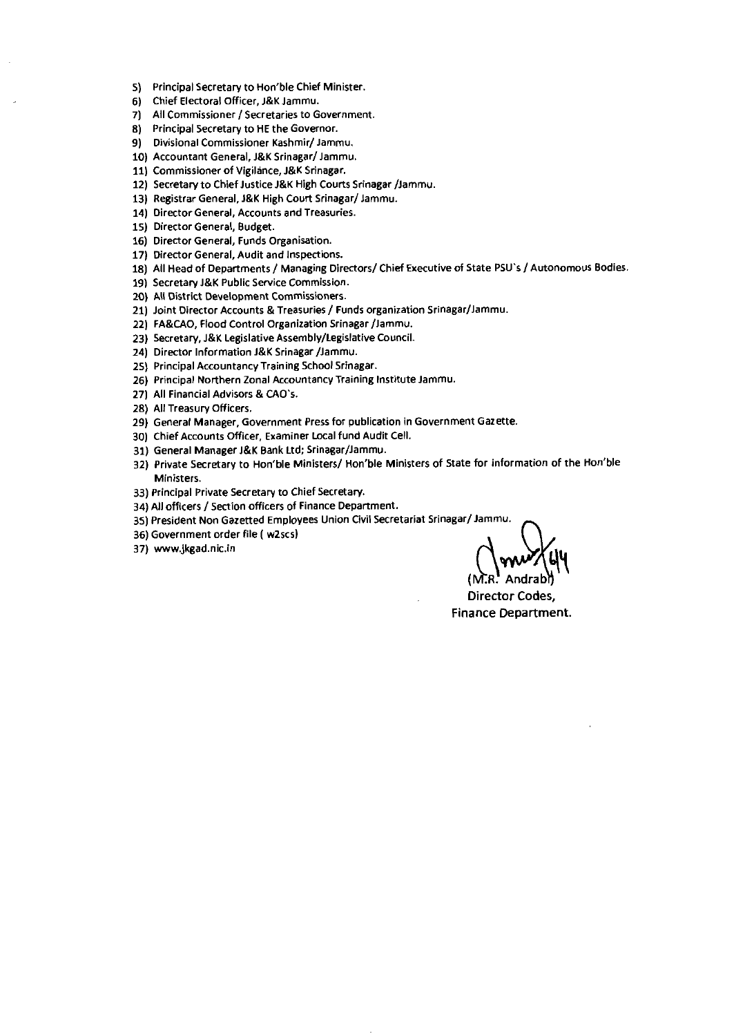5) Principal Secretary to Hon'ble Chief Minister.
6) Chief Electoral Officer, J&K Jammu.
7) All Commissioner / Secretaries to Government.
8) Principal Secretary to HE the Governor.
9) Divisional Commissioner Kashmir/ Jammu.
10) Accountant General, J&K Srinagar/ Jammu.
11) Commissioner of Vigilance, J&K Srinagar.
12) Secretary to Chief Justice J&K High Courts Srinagar /Jammu.
13) Registrar General, J&K High Court Srinagar/ Jammu.
14) Director General, Accounts and Treasuries.
15) Director General, Budget.
16) Director General, Funds Organisation.
17) Director General, Audit and Inspections.
18) All Head of Departments / Managing Directors/ Chief Executive of State PSU's / Autonomous Bodies.
19) Secretary J&K Public Service Commission.
20) All District Development Commissioners.
21) Joint Director Accounts & Treasuries / Funds organization Srinagar/Jammu.
22) FA&CAO, Flood Control Organization Srinagar /Jammu.
23) Secretary, J&K Legislative Assembly/Legislative Council.
24) Director Information J&K Srinagar /Jammu.
25) Principal Accountancy Training School Srinagar.
26) Principal Northern Zonal Accountancy Training Institute Jammu.
27) All Financial Advisors & CAO's.
28) All Treasury Officers.
29) General Manager, Government Press for publication in Government Gazette.
30) Chief Accounts Officer, Examiner Local fund Audit Cell.
31) General Manager J&K Bank Ltd; Srinagar/Jammu.
32) Private Secretary to Hon'ble Ministers/ Hon'ble Ministers of State for information of the Hon'ble Ministers.
33) Principal Private Secretary to Chief Secretary.
34) All officers / Section officers of Finance Department.
35) President Non Gazetted Employees Union Civil Secretariat Srinagar/ Jammu.
36) Government order file ( w2scs)
37) www.jkgad.nic.in

(M.R. Andrabi)
Director Codes,
Finance Department.